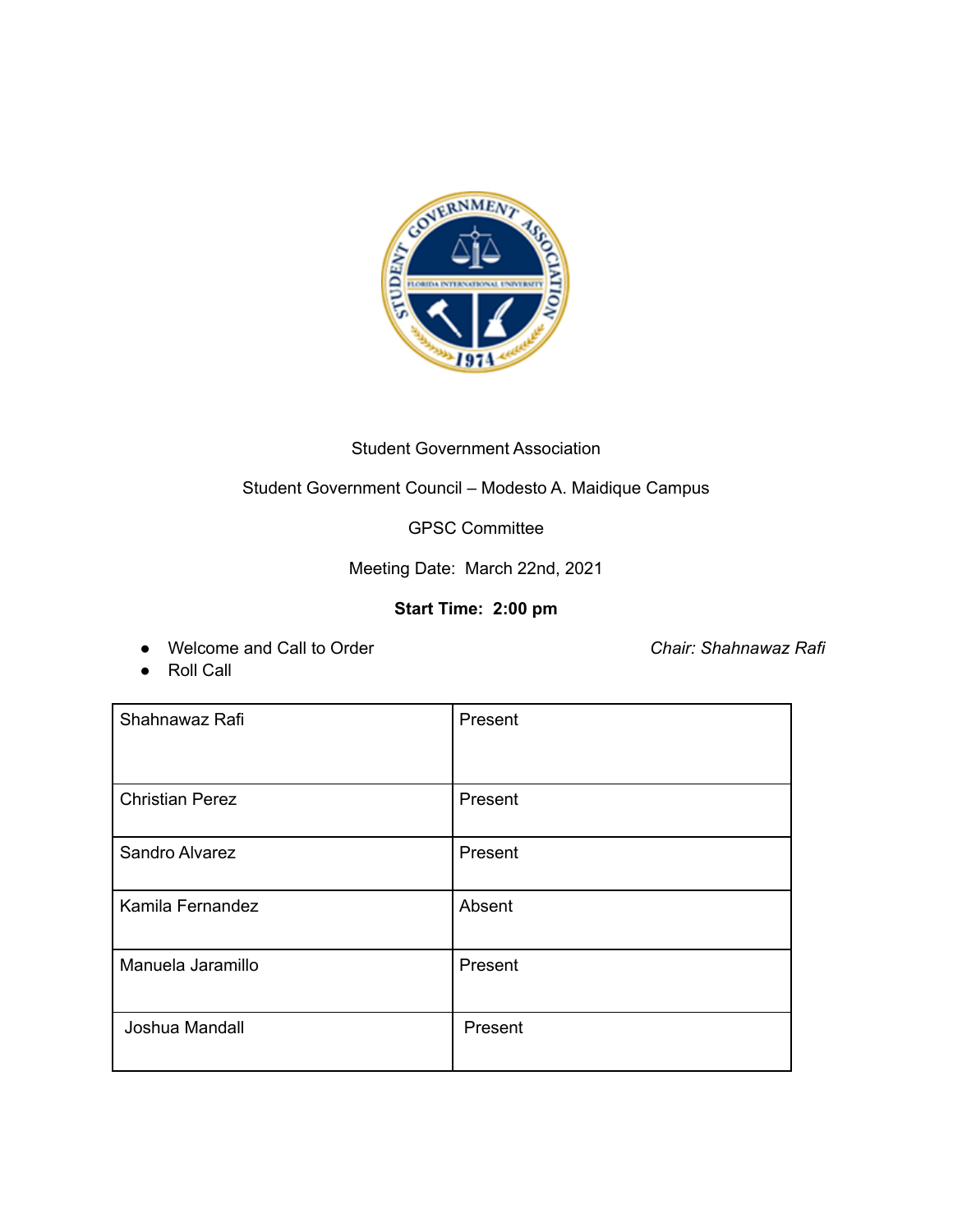Student Government Association

Student Government Council – Modesto A. Maidique Campus

GPSC Committee

Meeting Date: March 22nd, 2021

**Start Time: 2:00 pm**

- Welcome and Call to Order *Chair: Shahnawaz Rafi*
- Roll Call

| | |
|---|---|
| Shahnawaz Rafi | Present |
| Christian Perez | Present |
| Sandro Alvarez | Present |
| Kamila Fernandez | Absent |
| Manuela Jaramillo | Present |
| Joshua Mandall | Present |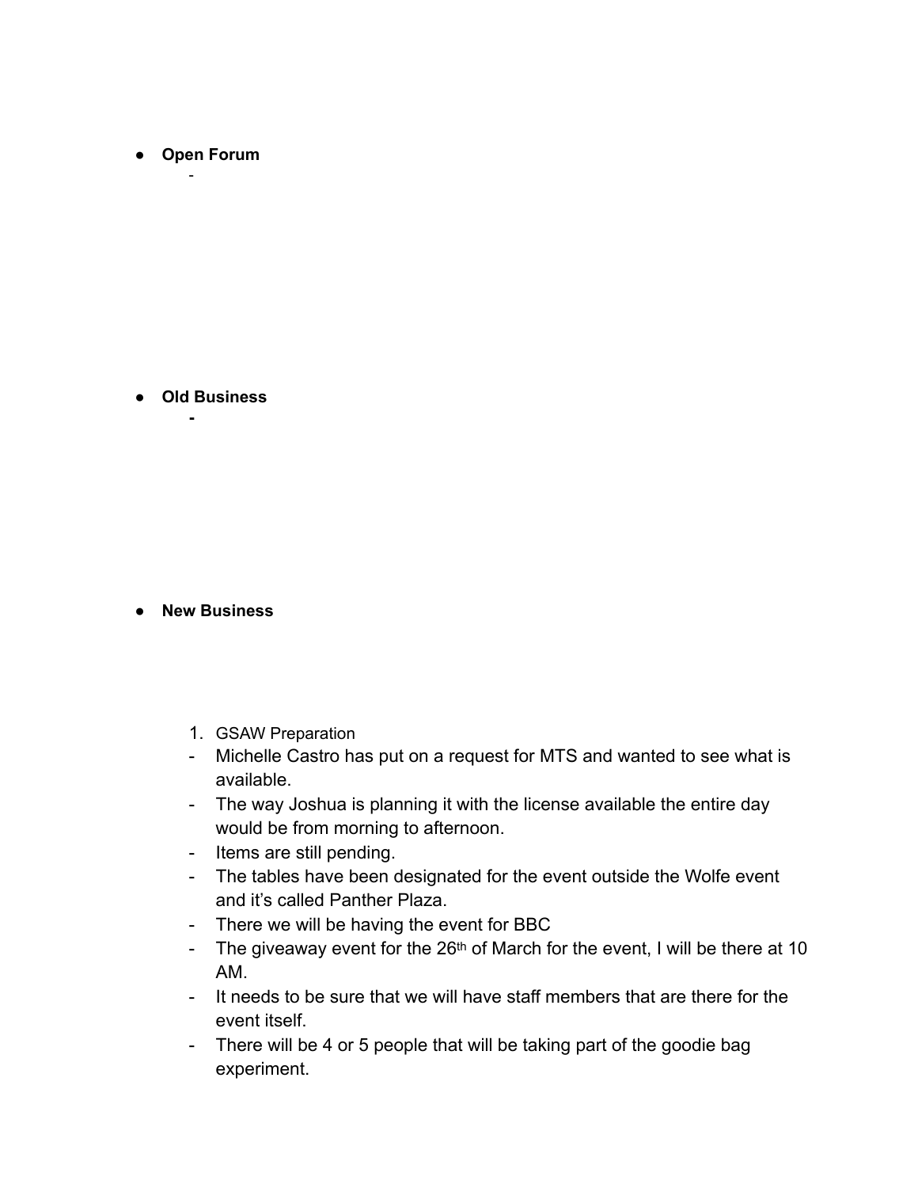- **Open Forum**
    -

- **Old Business**
    - 

- **New Business**

1. GSAW Preparation

- Michelle Castro has put on a request for MTS and wanted to see what is available.
- The way Joshua is planning it with the license available the entire day would be from morning to afternoon.
- Items are still pending.
- The tables have been designated for the event outside the Wolfe event and it's called Panther Plaza.
- There we will be having the event for BBC
- The giveaway event for the 26th of March for the event, I will be there at 10 AM.
- It needs to be sure that we will have staff members that are there for the event itself.
- There will be 4 or 5 people that will be taking part of the goodie bag experiment.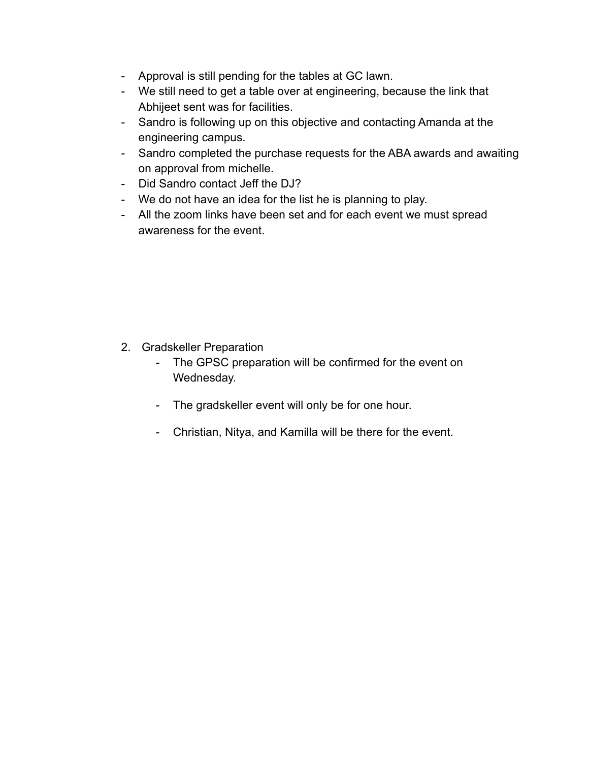- Approval is still pending for the tables at GC lawn.
- We still need to get a table over at engineering, because the link that Abhijeet sent was for facilities.
- Sandro is following up on this objective and contacting Amanda at the engineering campus.
- Sandro completed the purchase requests for the ABA awards and awaiting on approval from michelle.
- Did Sandro contact Jeff the DJ?
- We do not have an idea for the list he is planning to play.
- All the zoom links have been set and for each event we must spread awareness for the event.

2. Gradskeller Preparation
    - The GPSC preparation will be confirmed for the event on Wednesday.
    - The gradskeller event will only be for one hour.
    - Christian, Nitya, and Kamilla will be there for the event.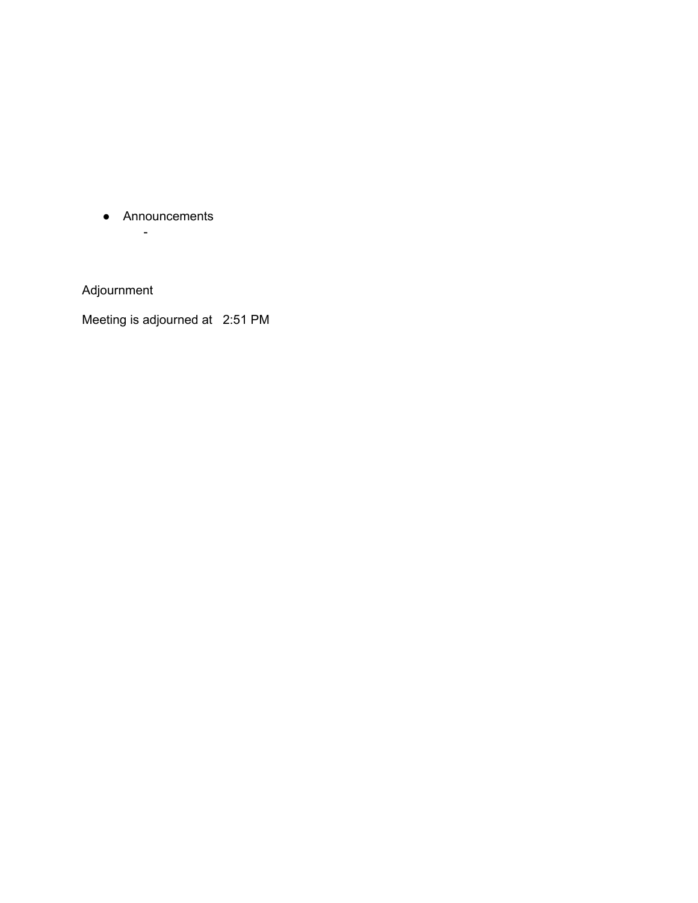- Announcements
  - 

Adjournment

Meeting is adjourned at 2:51 PM